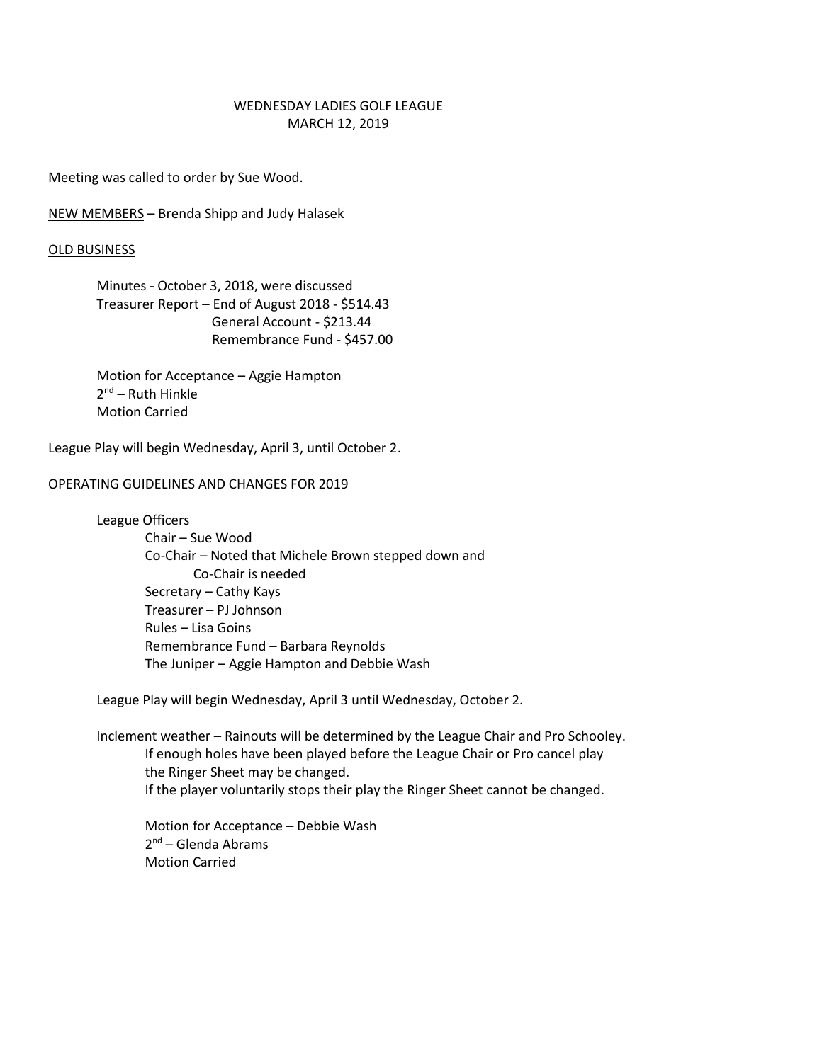# WEDNESDAY LADIES GOLF LEAGUE
## MARCH 12, 2019

Meeting was called to order by Sue Wood.

<u>NEW MEMBERS</u> – Brenda Shipp and Judy Halasek

<u>OLD BUSINESS</u>

Minutes - October 3, 2018, were discussed
Treasurer Report – End of August 2018 - $514.43
General Account - $213.44
Remembrance Fund - $457.00

Motion for Acceptance – Aggie Hampton
2nd – Ruth Hinkle
Motion Carried

League Play will begin Wednesday, April 3, until October 2.

<u>OPERATING GUIDELINES AND CHANGES FOR 2019</u>

League Officers
- Chair – Sue Wood
- Co-Chair – Noted that Michele Brown stepped down and Co-Chair is needed
- Secretary – Cathy Kays
- Treasurer – PJ Johnson
- Rules – Lisa Goins
- Remembrance Fund – Barbara Reynolds
- The Juniper – Aggie Hampton and Debbie Wash

League Play will begin Wednesday, April 3 until Wednesday, October 2.

Inclement weather – Rainouts will be determined by the League Chair and Pro Schooley.
If enough holes have been played before the League Chair or Pro cancel play the Ringer Sheet may be changed.
If the player voluntarily stops their play the Ringer Sheet cannot be changed.

Motion for Acceptance – Debbie Wash
2nd – Glenda Abrams
Motion Carried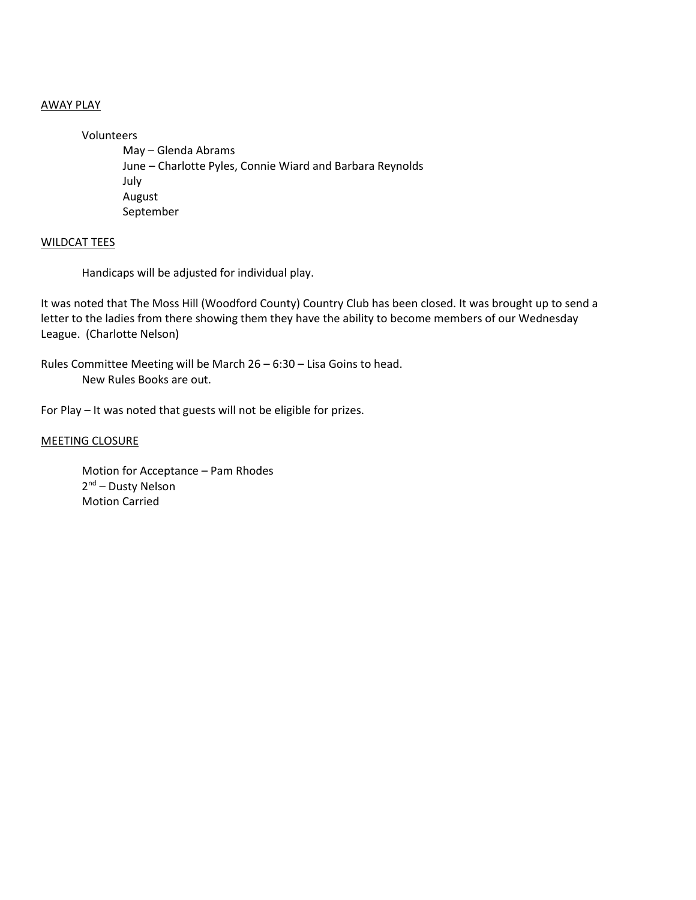<u>AWAY PLAY</u>

Volunteers

May – Glenda Abrams
June – Charlotte Pyles, Connie Wiard and Barbara Reynolds
July
August
September

<u>WILDCAT TEES</u>

Handicaps will be adjusted for individual play.

It was noted that The Moss Hill (Woodford County) Country Club has been closed. It was brought up to send a letter to the ladies from there showing them they have the ability to become members of our Wednesday League. (Charlotte Nelson)

Rules Committee Meeting will be March 26 – 6:30 – Lisa Goins to head.
New Rules Books are out.

For Play – It was noted that guests will not be eligible for prizes.

<u>MEETING CLOSURE</u>

Motion for Acceptance – Pam Rhodes
2nd – Dusty Nelson
Motion Carried